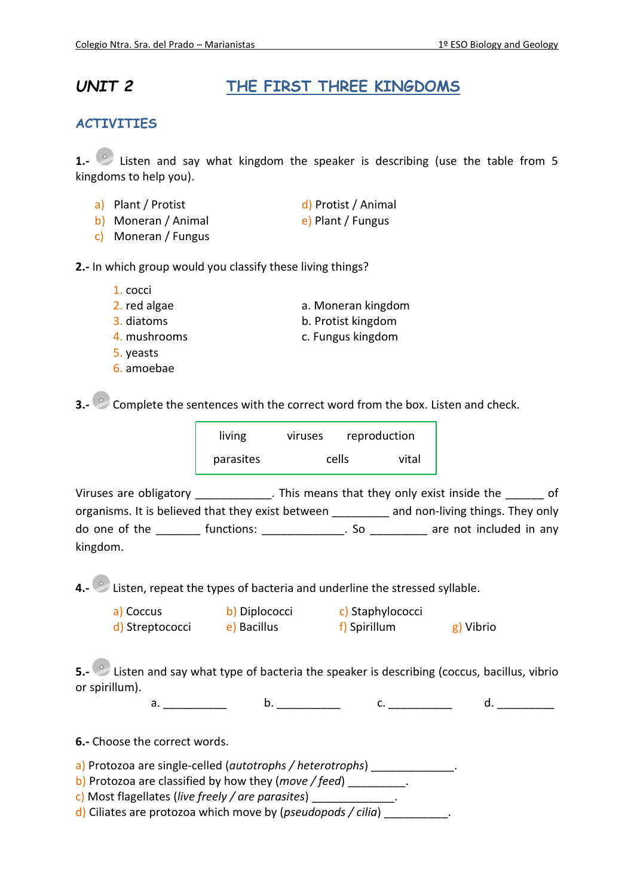# UNIT 2 THE FIRST THREE KINGDOMS

## ACTIVITIES

**1.-** Listen and say what kingdom the speaker is describing (use the table from 5 kingdoms to help you).

a) Plant / Protist
b) Moneran / Animal
c) Moneran / Fungus
d) Protist / Animal
e) Plant / Fungus

**2.-** In which group would you classify these living things?

1. cocci
2. red algae
3. diatoms
4. mushrooms
5. yeasts
6. amoebae

a. Moneran kingdom
b. Protist kingdom
c. Fungus kingdom

**3.-** Complete the sentences with the correct word from the box. Listen and check.

| | | |
|---|---|---|
| living | viruses | reproduction |
| parasites | cells | vital |

Viruses are obligatory ____________. This means that they only exist inside the ______ of organisms. It is believed that they exist between _________ and non-living things. They only do one of the _______ functions: _____________. So _________ are not included in any kingdom.

**4.-** Listen, repeat the types of bacteria and underline the stressed syllable.

a) Coccus
b) Diplococci
c) Staphylococci
d) Streptococci
e) Bacillus
f) Spirillum
g) Vibrio

**5.-** Listen and say what type of bacteria the speaker is describing (coccus, bacillus, vibrio or spirillum).

a. __________ b. __________ c. __________ d. _________

**6.-** Choose the correct words.

a) Protozoa are single-celled (*autotrophs / heterotrophs*) _____________.
b) Protozoa are classified by how they (*move / feed*) _________.
c) Most flagellates (*live freely / are parasites*) _____________.
d) Ciliates are protozoa which move by (*pseudopods / cilia*) __________.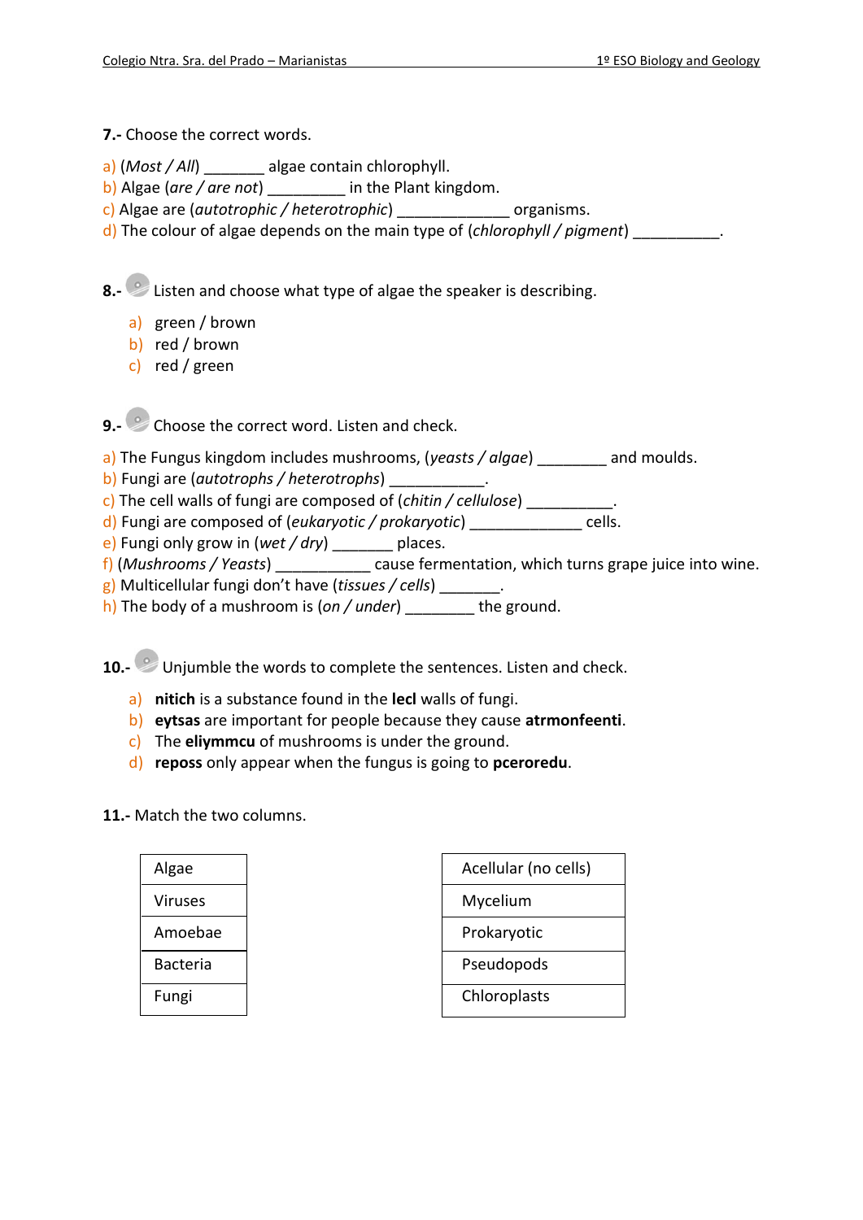**7.-** Choose the correct words.

a) (*Most / All*) _______ algae contain chlorophyll.
b) Algae (*are / are not*) _________ in the Plant kingdom.
c) Algae are (*autotrophic / heterotrophic*) _____________ organisms.
d) The colour of algae depends on the main type of (*chlorophyll / pigment*) __________.

**8.-** Listen and choose what type of algae the speaker is describing.

a) green / brown
b) red / brown
c) red / green

**9.-** Choose the correct word. Listen and check.

a) The Fungus kingdom includes mushrooms, (*yeasts / algae*) ________ and moulds.
b) Fungi are (*autotrophs / heterotrophs*) ___________.
c) The cell walls of fungi are composed of (*chitin / cellulose*) __________.
d) Fungi are composed of (*eukaryotic / prokaryotic*) _____________ cells.
e) Fungi only grow in (*wet / dry*) _______ places.
f) (*Mushrooms / Yeasts*) ___________ cause fermentation, which turns grape juice into wine.
g) Multicellular fungi don't have (*tissues / cells*) _______.
h) The body of a mushroom is (*on / under*) ________ the ground.

**10.-** Unjumble the words to complete the sentences. Listen and check.

a) **nitich** is a substance found in the **lecl** walls of fungi.
b) **eytsas** are important for people because they cause **atrmonfeenti**.
c) The **eliymmcu** of mushrooms is under the ground.
d) **reposs** only appear when the fungus is going to **pceroredu**.

**11.-** Match the two columns.

| | |
|---|---|
| Algae | Acellular (no cells) |
| Viruses | Mycelium |
| Amoebae | Prokaryotic |
| Bacteria | Pseudopods |
| Fungi | Chloroplasts |